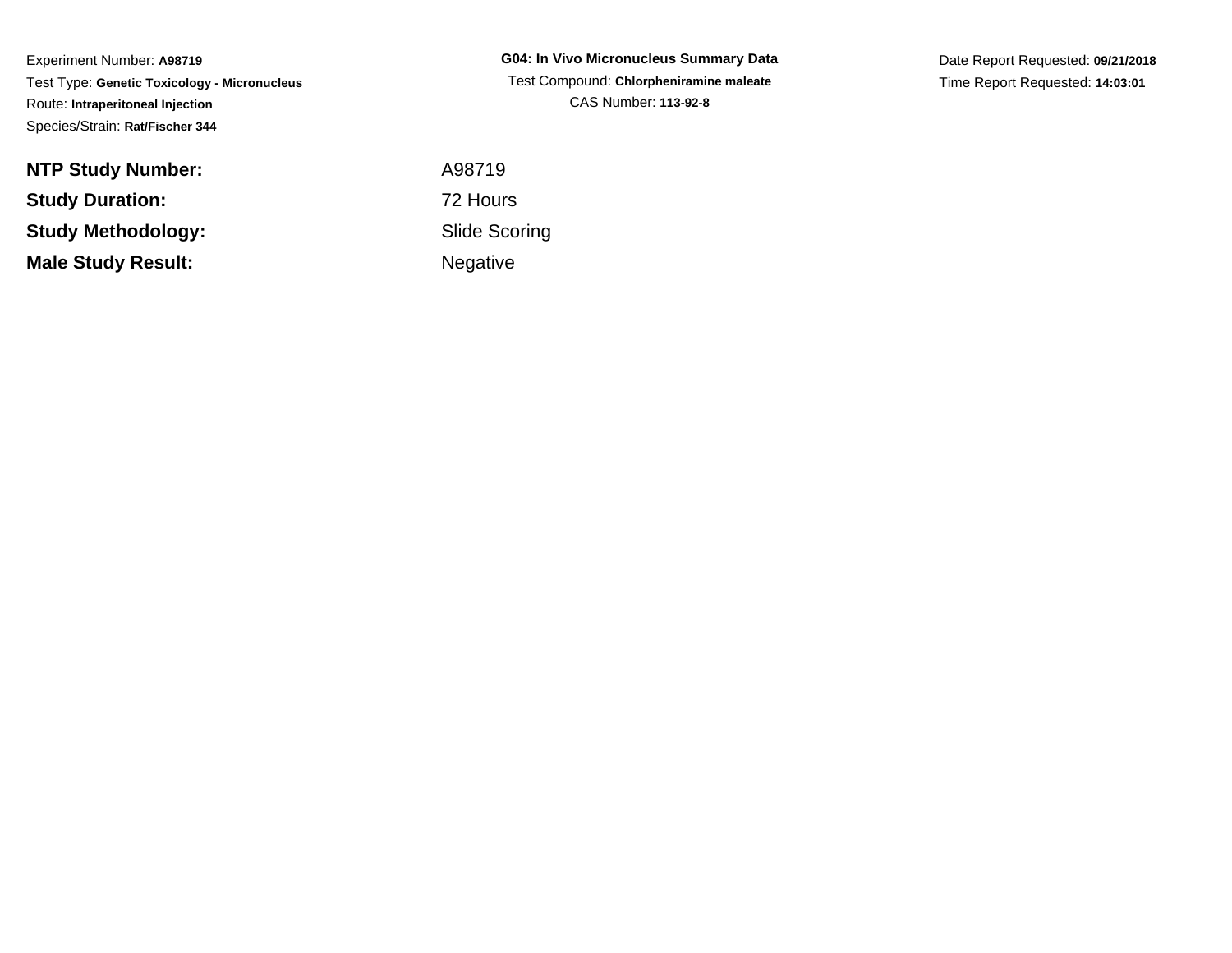Experiment Number: **A98719**
Test Type: **Genetic Toxicology - Micronucleus**
Route: **Intraperitoneal Injection**
Species/Strain: **Rat/Fischer 344**

**G04: In Vivo Micronucleus Summary Data**
Test Compound: **Chlorpheniramine maleate**
CAS Number: **113-92-8**

Date Report Requested: **09/21/2018**
Time Report Requested: **14:03:01**

| | |
|---|---|
| **NTP Study Number:** | A98719 |
| **Study Duration:** | 72 Hours |
| **Study Methodology:** | Slide Scoring |
| **Male Study Result:** | Negative |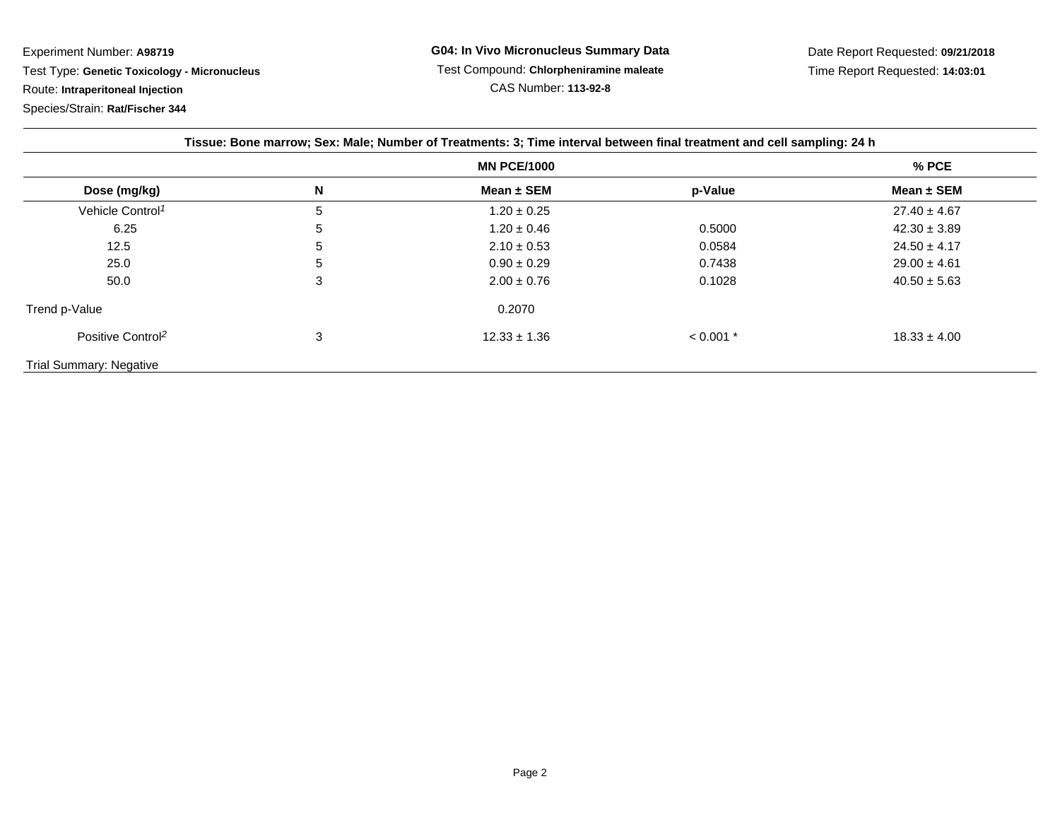Experiment Number: **A98719**
Test Type: **Genetic Toxicology - Micronucleus**
Route: **Intraperitoneal Injection**
Species/Strain: **Rat/Fischer 344**

**G04: In Vivo Micronucleus Summary Data**
Test Compound: **Chlorpheniramine maleate**
CAS Number: **113-92-8**

Date Report Requested: **09/21/2018**
Time Report Requested: **14:03:01**

**Tissue: Bone marrow; Sex: Male; Number of Treatments: 3; Time interval between final treatment and cell sampling: 24 h**

| | | MN PCE/1000 | | % PCE |
|---|---|---|---|---|
| **Dose (mg/kg)** | **N** | **Mean ± SEM** | **p-Value** | **Mean ± SEM** |
| Vehicle Control[1] | 5 | 1.20 ± 0.25 | | 27.40 ± 4.67 |
| 6.25 | 5 | 1.20 ± 0.46 | 0.5000 | 42.30 ± 3.89 |
| 12.5 | 5 | 2.10 ± 0.53 | 0.0584 | 24.50 ± 4.17 |
| 25.0 | 5 | 0.90 ± 0.29 | 0.7438 | 29.00 ± 4.61 |
| 50.0 | 3 | 2.00 ± 0.76 | 0.1028 | 40.50 ± 5.63 |
| Trend p-Value | | 0.2070 | | |
| Positive Control[2] | 3 | 12.33 ± 1.36 | < 0.001 * | 18.33 ± 4.00 |

Trial Summary: Negative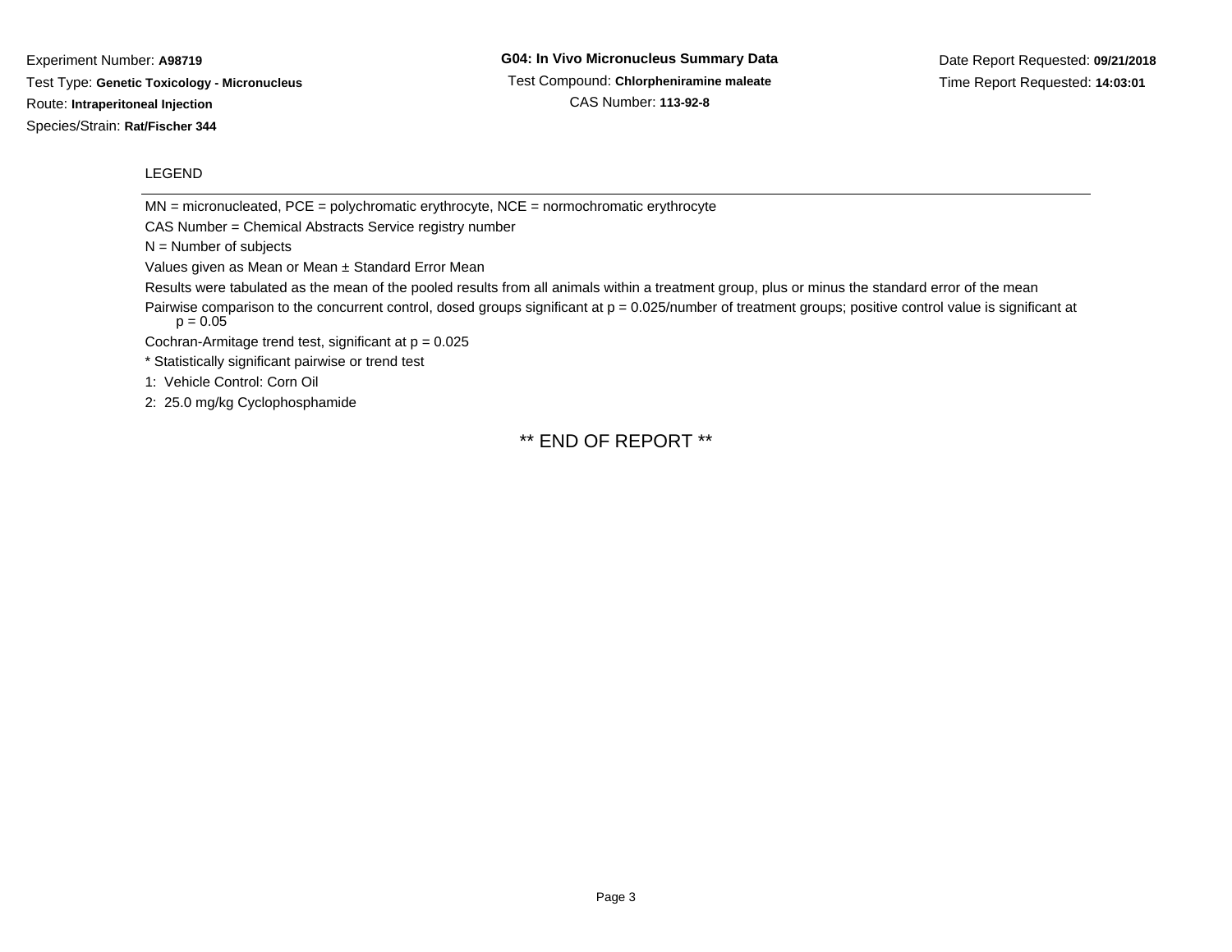Experiment Number: **A98719**

Test Type: **Genetic Toxicology - Micronucleus**

Route: **Intraperitoneal Injection**

Species/Strain: **Rat/Fischer 344**

**G04: In Vivo Micronucleus Summary Data**

Test Compound: **Chlorpheniramine maleate**

CAS Number: **113-92-8**

Date Report Requested: **09/21/2018**

Time Report Requested: **14:03:01**

LEGEND

MN = micronucleated, PCE = polychromatic erythrocyte, NCE = normochromatic erythrocyte

CAS Number = Chemical Abstracts Service registry number

N = Number of subjects

Values given as Mean or Mean ± Standard Error Mean

Results were tabulated as the mean of the pooled results from all animals within a treatment group, plus or minus the standard error of the mean

Pairwise comparison to the concurrent control, dosed groups significant at $p = 0.025$/number of treatment groups; positive control value is significant at $p = 0.05$

Cochran-Armitage trend test, significant at $p = 0.025$

* Statistically significant pairwise or trend test

1: Vehicle Control: Corn Oil

2: 25.0 mg/kg Cyclophosphamide

** END OF REPORT **